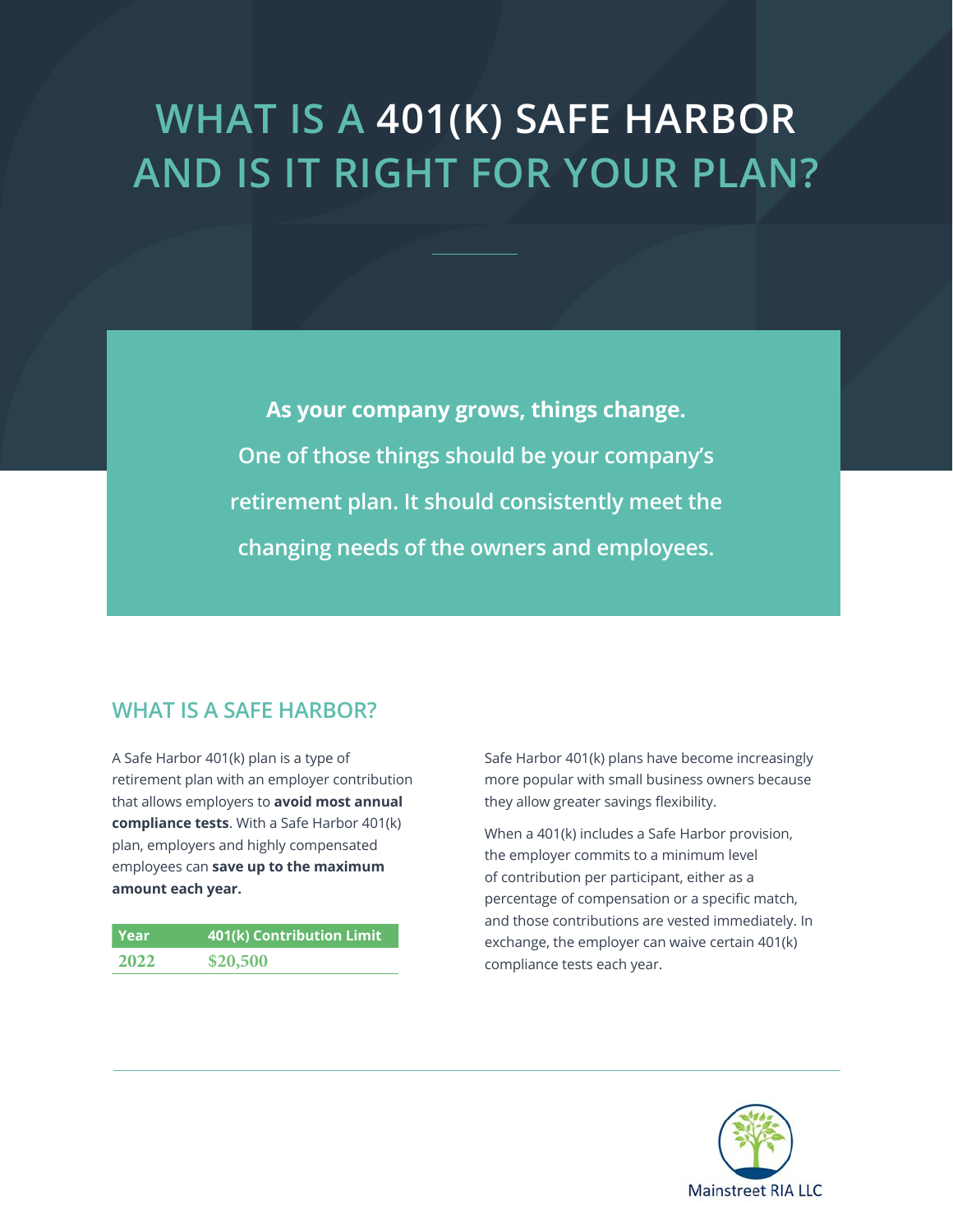# WHAT IS A 401(K) SAFE HARBOR AND IS IT RIGHT FOR YOUR PLAN?

**As your company grows, things change.**

**One of those things should be your company's retirement plan. It should consistently meet the changing needs of the owners and employees.**

## WHAT IS A SAFE HARBOR?

A Safe Harbor 401(k) plan is a type of retirement plan with an employer contribution that allows employers to **avoid most annual compliance tests**. With a Safe Harbor 401(k) plan, employers and highly compensated employees can **save up to the maximum amount each year.**

| Year | 401(k) Contribution Limit |
| --- | --- |
| 2022 | $20,500 |

Safe Harbor 401(k) plans have become increasingly more popular with small business owners because they allow greater savings flexibility.

When a 401(k) includes a Safe Harbor provision, the employer commits to a minimum level of contribution per participant, either as a percentage of compensation or a specific match, and those contributions are vested immediately. In exchange, the employer can waive certain 401(k) compliance tests each year.

Mainstreet RIA LLC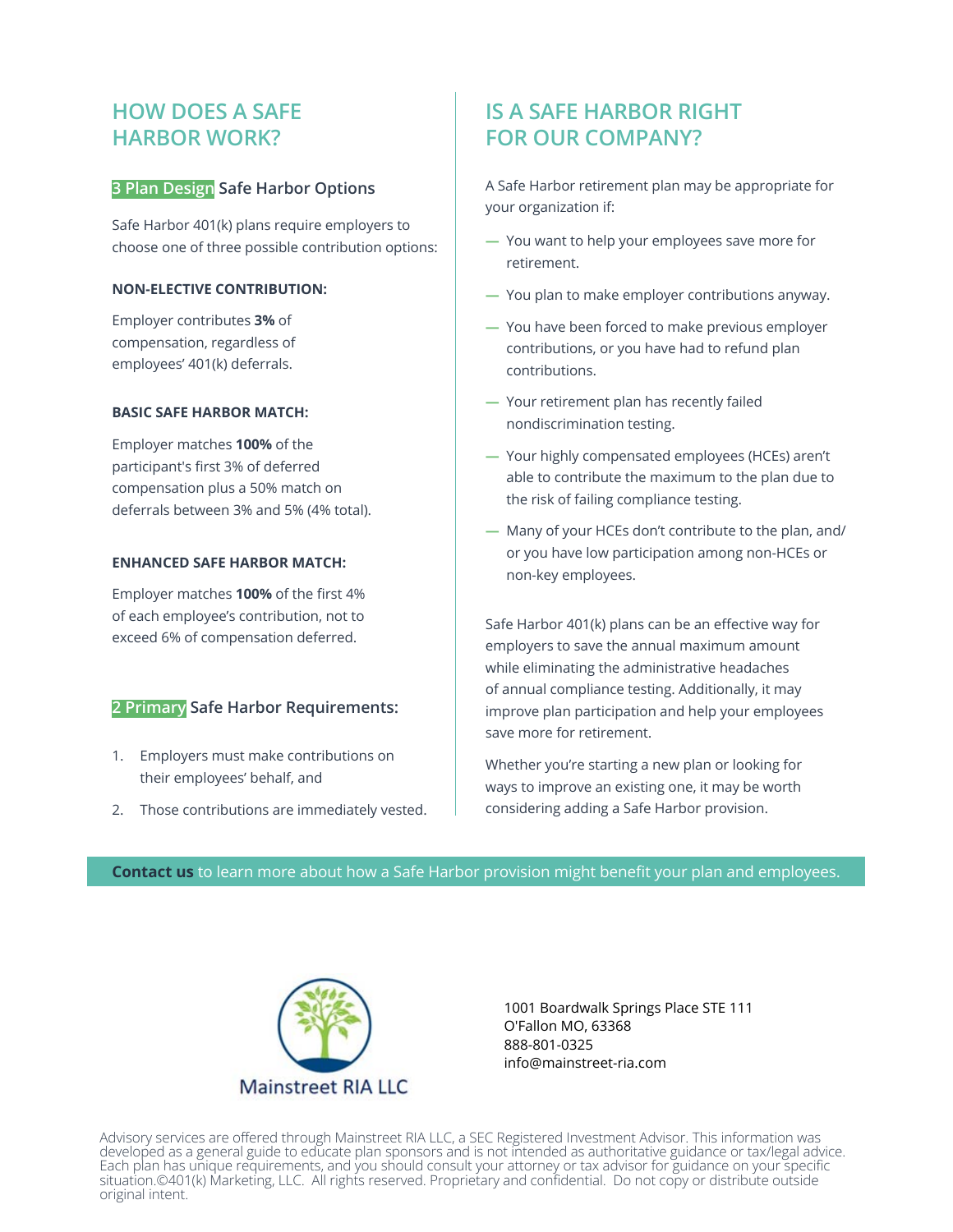## HOW DOES A SAFE HARBOR WORK?

### 3 Plan Design Safe Harbor Options

Safe Harbor 401(k) plans require employers to choose one of three possible contribution options:

**NON-ELECTIVE CONTRIBUTION:**

Employer contributes **3%** of compensation, regardless of employees' 401(k) deferrals.

**BASIC SAFE HARBOR MATCH:**

Employer matches **100%** of the participant's first 3% of deferred compensation plus a 50% match on deferrals between 3% and 5% (4% total).

**ENHANCED SAFE HARBOR MATCH:**

Employer matches **100%** of the first 4% of each employee's contribution, not to exceed 6% of compensation deferred.

### 2 Primary Safe Harbor Requirements:

1. Employers must make contributions on their employees' behalf, and
2. Those contributions are immediately vested.

## IS A SAFE HARBOR RIGHT FOR OUR COMPANY?

A Safe Harbor retirement plan may be appropriate for your organization if:

- You want to help your employees save more for retirement.
- You plan to make employer contributions anyway.
- You have been forced to make previous employer contributions, or you have had to refund plan contributions.
- Your retirement plan has recently failed nondiscrimination testing.
- Your highly compensated employees (HCEs) aren't able to contribute the maximum to the plan due to the risk of failing compliance testing.
- Many of your HCEs don't contribute to the plan, and/or you have low participation among non-HCEs or non-key employees.

Safe Harbor 401(k) plans can be an effective way for employers to save the annual maximum amount while eliminating the administrative headaches of annual compliance testing. Additionally, it may improve plan participation and help your employees save more for retirement.

Whether you're starting a new plan or looking for ways to improve an existing one, it may be worth considering adding a Safe Harbor provision.

**Contact us** to learn more about how a Safe Harbor provision might benefit your plan and employees.

Mainstreet RIA LLC

1001 Boardwalk Springs Place STE 111
O'Fallon MO, 63368
888-801-0325
info@mainstreet-ria.com

Advisory services are offered through Mainstreet RIA LLC, a SEC Registered Investment Advisor. This information was developed as a general guide to educate plan sponsors and is not intended as authoritative guidance or tax/legal advice. Each plan has unique requirements, and you should consult your attorney or tax advisor for guidance on your specific situation.©401(k) Marketing, LLC. All rights reserved. Proprietary and confidential. Do not copy or distribute outside original intent.